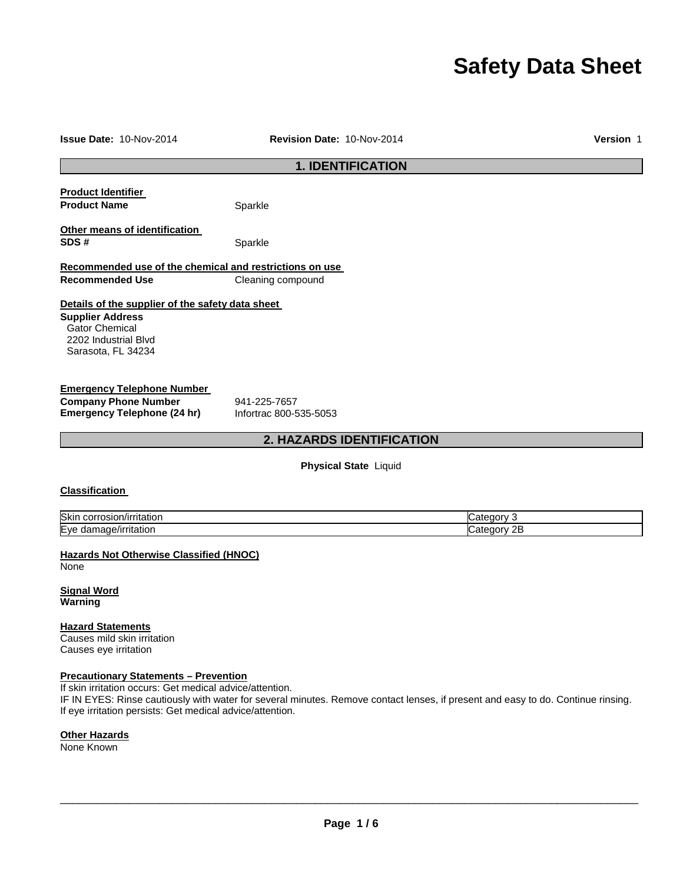# Safety Data Sheet

**Issue Date:** 10-Nov-2014 **Revision Date:** 10-Nov-2014 **Version** 1

## 1. IDENTIFICATION

**Product Identifier**

**Product Name** Sparkle

**Other means of identification**

**SDS #** Sparkle

**Recommended use of the chemical and restrictions on use**

**Recommended Use** Cleaning compound

**Details of the supplier of the safety data sheet**

**Supplier Address**
Gator Chemical
2202 Industrial Blvd
Sarasota, FL 34234

**Emergency Telephone Number**

**Company Phone Number** 941-225-7657
**Emergency Telephone (24 hr)** Infortrac 800-535-5053

## 2. HAZARDS IDENTIFICATION

**Physical State** Liquid

**Classification**

| Hazard | Category |
|---|---|
| Skin corrosion/irritation | Category 3 |
| Eye damage/irritation | Category 2B |

**Hazards Not Otherwise Classified (HNOC)**
None

**Signal Word**
**Warning**

**Hazard Statements**
Causes mild skin irritation
Causes eye irritation

**Precautionary Statements – Prevention**
If skin irritation occurs: Get medical advice/attention.
IF IN EYES: Rinse cautiously with water for several minutes. Remove contact lenses, if present and easy to do. Continue rinsing.
If eye irritation persists: Get medical advice/attention.

**Other Hazards**
None Known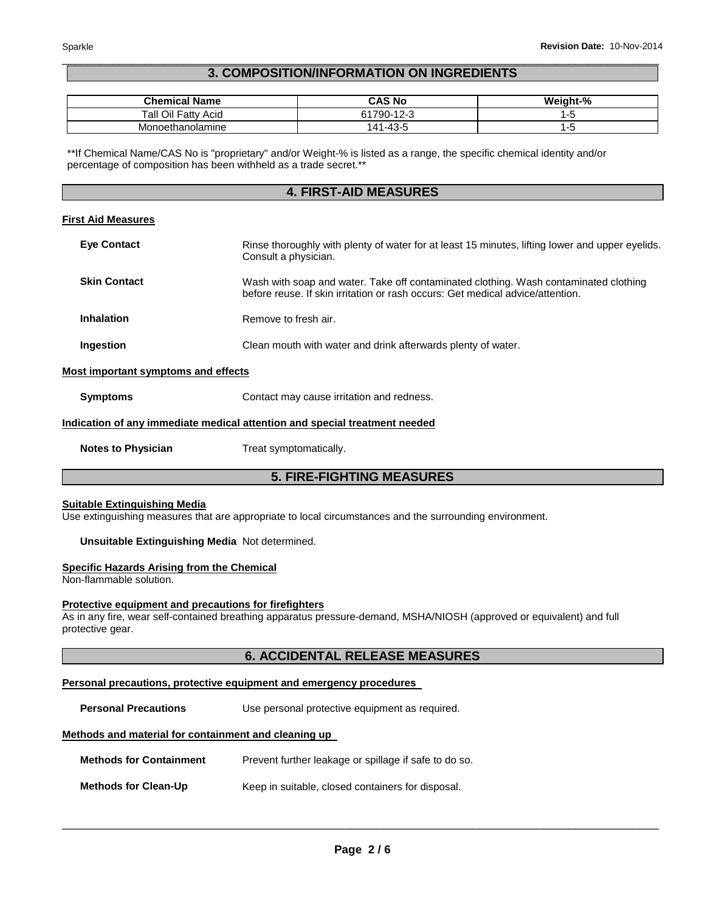## 3. COMPOSITION/INFORMATION ON INGREDIENTS

| Chemical Name | CAS No | Weight-% |
|---|---|---|
| Tall Oil Fatty Acid | 61790-12-3 | 1-5 |
| Monoethanolamine | 141-43-5 | 1-5 |

**If Chemical Name/CAS No is "proprietary" and/or Weight-% is listed as a range, the specific chemical identity and/or percentage of composition has been withheld as a trade secret.**

## 4. FIRST-AID MEASURES

### First Aid Measures

**Eye Contact** Rinse thoroughly with plenty of water for at least 15 minutes, lifting lower and upper eyelids. Consult a physician.

**Skin Contact** Wash with soap and water. Take off contaminated clothing. Wash contaminated clothing before reuse. If skin irritation or rash occurs: Get medical advice/attention.

**Inhalation** Remove to fresh air.

**Ingestion** Clean mouth with water and drink afterwards plenty of water.

### Most important symptoms and effects

**Symptoms** Contact may cause irritation and redness.

### Indication of any immediate medical attention and special treatment needed

**Notes to Physician** Treat symptomatically.

## 5. FIRE-FIGHTING MEASURES

### Suitable Extinguishing Media

Use extinguishing measures that are appropriate to local circumstances and the surrounding environment.

**Unsuitable Extinguishing Media** Not determined.

### Specific Hazards Arising from the Chemical

Non-flammable solution.

### Protective equipment and precautions for firefighters

As in any fire, wear self-contained breathing apparatus pressure-demand, MSHA/NIOSH (approved or equivalent) and full protective gear.

## 6. ACCIDENTAL RELEASE MEASURES

### Personal precautions, protective equipment and emergency procedures

**Personal Precautions** Use personal protective equipment as required.

### Methods and material for containment and cleaning up

**Methods for Containment** Prevent further leakage or spillage if safe to do so.

**Methods for Clean-Up** Keep in suitable, closed containers for disposal.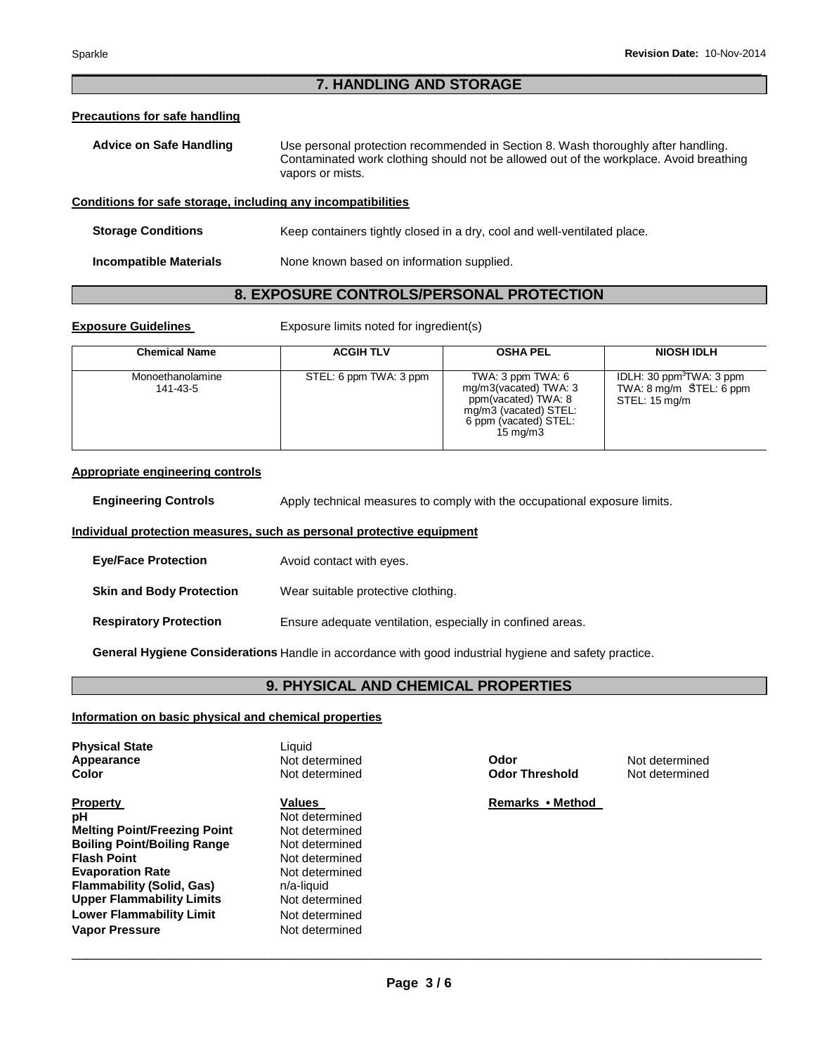## 7. HANDLING AND STORAGE

### Precautions for safe handling

**Advice on Safe Handling** Use personal protection recommended in Section 8. Wash thoroughly after handling. Contaminated work clothing should not be allowed out of the workplace. Avoid breathing vapors or mists.

### Conditions for safe storage, including any incompatibilities

**Storage Conditions** Keep containers tightly closed in a dry, cool and well-ventilated place.

**Incompatible Materials** None known based on information supplied.

## 8. EXPOSURE CONTROLS/PERSONAL PROTECTION

**Exposure Guidelines** Exposure limits noted for ingredient(s)

| Chemical Name | ACGIH TLV | OSHA PEL | NIOSH IDLH |
|---|---|---|---|
| Monoethanolamine 141-43-5 | STEL: 6 ppm TWA: 3 ppm | TWA: 3 ppm TWA: 6 mg/m3(vacated) TWA: 3 ppm(vacated) TWA: 8 mg/m3 (vacated) STEL: 6 ppm (vacated) STEL: 15 mg/m3 | IDLH: 30 ppm TWA: 3 ppm TWA: 8 mg/m$^3$ STEL: 6 ppm STEL: 15 mg/m$^3$ |

### Appropriate engineering controls

**Engineering Controls** Apply technical measures to comply with the occupational exposure limits.

### Individual protection measures, such as personal protective equipment

**Eye/Face Protection** Avoid contact with eyes.

**Skin and Body Protection** Wear suitable protective clothing.

**Respiratory Protection** Ensure adequate ventilation, especially in confined areas.

**General Hygiene Considerations** Handle in accordance with good industrial hygiene and safety practice.

## 9. PHYSICAL AND CHEMICAL PROPERTIES

### Information on basic physical and chemical properties

**Physical State** Liquid
**Appearance** Not determined
**Color** Not determined

**Odor** Not determined
**Odor Threshold** Not determined

| Property | Values | Remarks • Method |
|---|---|---|
| pH | Not determined | |
| Melting Point/Freezing Point | Not determined | |
| Boiling Point/Boiling Range | Not determined | |
| Flash Point | Not determined | |
| Evaporation Rate | Not determined | |
| Flammability (Solid, Gas) | n/a-liquid | |
| Upper Flammability Limits | Not determined | |
| Lower Flammability Limit | Not determined | |
| Vapor Pressure | Not determined | |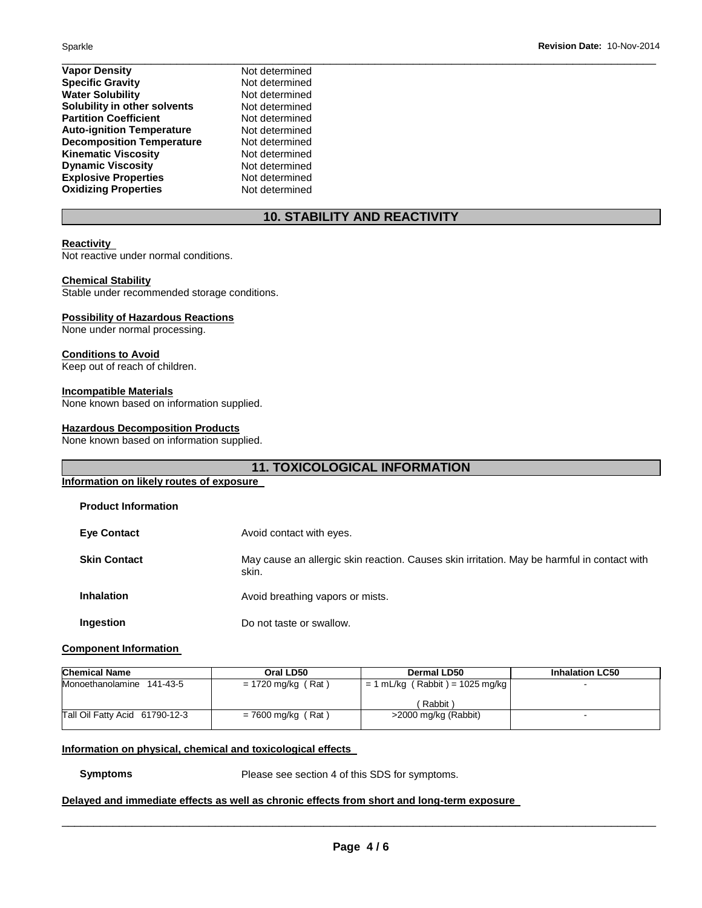| | |
|---|---|
| **Vapor Density** | Not determined |
| **Specific Gravity** | Not determined |
| **Water Solubility** | Not determined |
| **Solubility in other solvents** | Not determined |
| **Partition Coefficient** | Not determined |
| **Auto-ignition Temperature** | Not determined |
| **Decomposition Temperature** | Not determined |
| **Kinematic Viscosity** | Not determined |
| **Dynamic Viscosity** | Not determined |
| **Explosive Properties** | Not determined |
| **Oxidizing Properties** | Not determined |

## 10. STABILITY AND REACTIVITY

**Reactivity**
Not reactive under normal conditions.

**Chemical Stability**
Stable under recommended storage conditions.

**Possibility of Hazardous Reactions**
None under normal processing.

**Conditions to Avoid**
Keep out of reach of children.

**Incompatible Materials**
None known based on information supplied.

**Hazardous Decomposition Products**
None known based on information supplied.

## 11. TOXICOLOGICAL INFORMATION

**Information on likely routes of exposure**

**Product Information**

**Eye Contact** Avoid contact with eyes.

**Skin Contact** May cause an allergic skin reaction. Causes skin irritation. May be harmful in contact with skin.

**Inhalation** Avoid breathing vapors or mists.

**Ingestion** Do not taste or swallow.

**Component Information**

| Chemical Name | Oral LD50 | Dermal LD50 | Inhalation LC50 |
|---|---|---|---|
| Monoethanolamine 141-43-5 | = 1720 mg/kg ( Rat ) | = 1 mL/kg ( Rabbit ) = 1025 mg/kg ( Rabbit ) | - |
| Tall Oil Fatty Acid 61790-12-3 | = 7600 mg/kg ( Rat ) | >2000 mg/kg (Rabbit) | - |

**Information on physical, chemical and toxicological effects**

**Symptoms** Please see section 4 of this SDS for symptoms.

**Delayed and immediate effects as well as chronic effects from short and long-term exposure**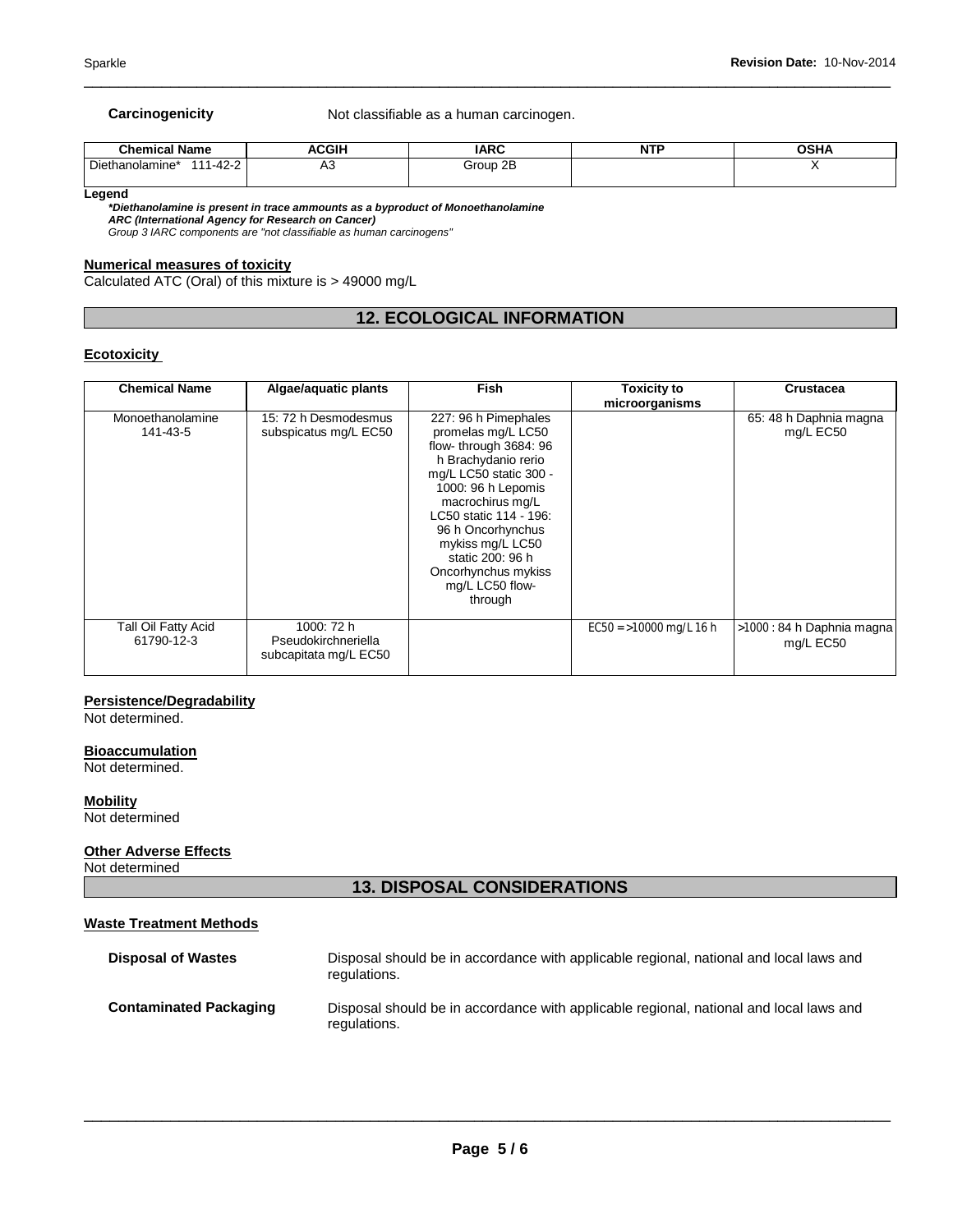**Carcinogenicity** Not classifiable as a human carcinogen.

| Chemical Name | ACGIH | IARC | NTP | OSHA |
|---|---|---|---|---|
| Diethanolamine* 111-42-2 | A3 | Group 2B | | X |

**Legend**

***Diethanolamine is present in trace ammounts as a byproduct of Monoethanolamine***
***ARC (International Agency for Research on Cancer)***
*Group 3 IARC components are "not classifiable as human carcinogens"*

**Numerical measures of toxicity**

Calculated ATC (Oral) of this mixture is > 49000 mg/L

## 12. ECOLOGICAL INFORMATION

**Ecotoxicity**

| Chemical Name | Algae/aquatic plants | Fish | Toxicity to microorganisms | Crustacea |
|---|---|---|---|---|
| Monoethanolamine 141-43-5 | 15: 72 h Desmodesmus subspicatus mg/L EC50 | 227: 96 h Pimephales promelas mg/L LC50 flow- through 3684: 96 h Brachydanio rerio mg/L LC50 static 300 - 1000: 96 h Lepomis macrochirus mg/L LC50 static 114 - 196: 96 h Oncorhynchus mykiss mg/L LC50 static 200: 96 h Oncorhynchus mykiss mg/L LC50 flow-through | | 65: 48 h Daphnia magna mg/L EC50 |
| Tall Oil Fatty Acid 61790-12-3 | 1000: 72 h Pseudokirchneriella subcapitata mg/L EC50 | | EC50 = >10000 mg/L 16 h | >1000 : 84 h Daphnia magna mg/L EC50 |

**Persistence/Degradability**

Not determined.

**Bioaccumulation**

Not determined.

**Mobility**

Not determined

**Other Adverse Effects**

Not determined

## 13. DISPOSAL CONSIDERATIONS

**Waste Treatment Methods**

**Disposal of Wastes** Disposal should be in accordance with applicable regional, national and local laws and regulations.

**Contaminated Packaging** Disposal should be in accordance with applicable regional, national and local laws and regulations.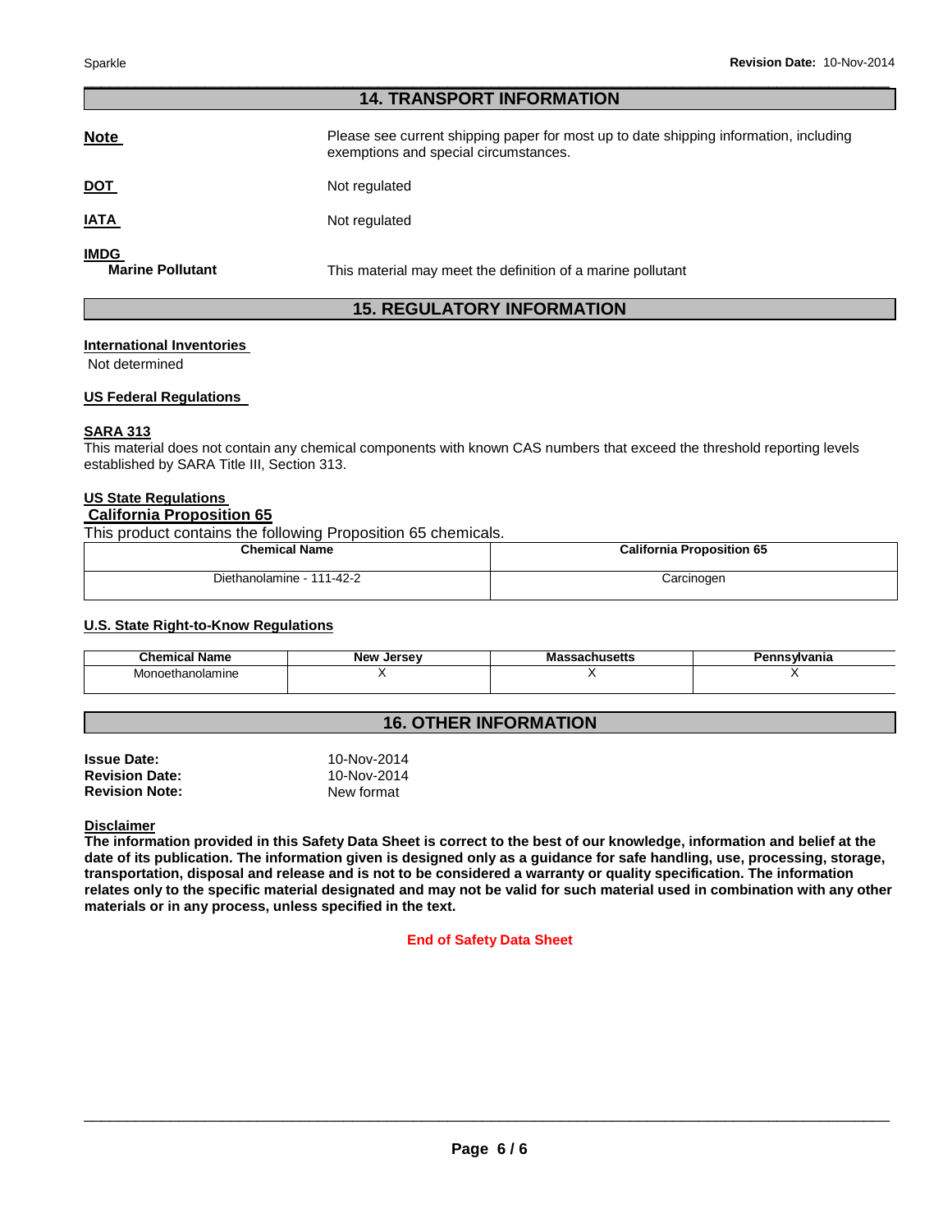## 14. TRANSPORT INFORMATION

**Note** Please see current shipping paper for most up to date shipping information, including exemptions and special circumstances.

**DOT** Not regulated

**IATA** Not regulated

**IMDG**
**Marine Pollutant** This material may meet the definition of a marine pollutant

## 15. REGULATORY INFORMATION

**International Inventories**
Not determined

**US Federal Regulations**

**SARA 313**
This material does not contain any chemical components with known CAS numbers that exceed the threshold reporting levels established by SARA Title III, Section 313.

**US State Regulations**
**California Proposition 65**
This product contains the following Proposition 65 chemicals.

| Chemical Name | California Proposition 65 |
|---|---|
| Diethanolamine - 111-42-2 | Carcinogen |

**U.S. State Right-to-Know Regulations**

| Chemical Name | New Jersey | Massachusetts | Pennsylvania |
|---|---|---|---|
| Monoethanolamine | X | X | X |

## 16. OTHER INFORMATION

**Issue Date:** 10-Nov-2014
**Revision Date:** 10-Nov-2014
**Revision Note:** New format

**Disclaimer**
**The information provided in this Safety Data Sheet is correct to the best of our knowledge, information and belief at the date of its publication. The information given is designed only as a guidance for safe handling, use, processing, storage, transportation, disposal and release and is not to be considered a warranty or quality specification. The information relates only to the specific material designated and may not be valid for such material used in combination with any other materials or in any process, unless specified in the text.**

**End of Safety Data Sheet**